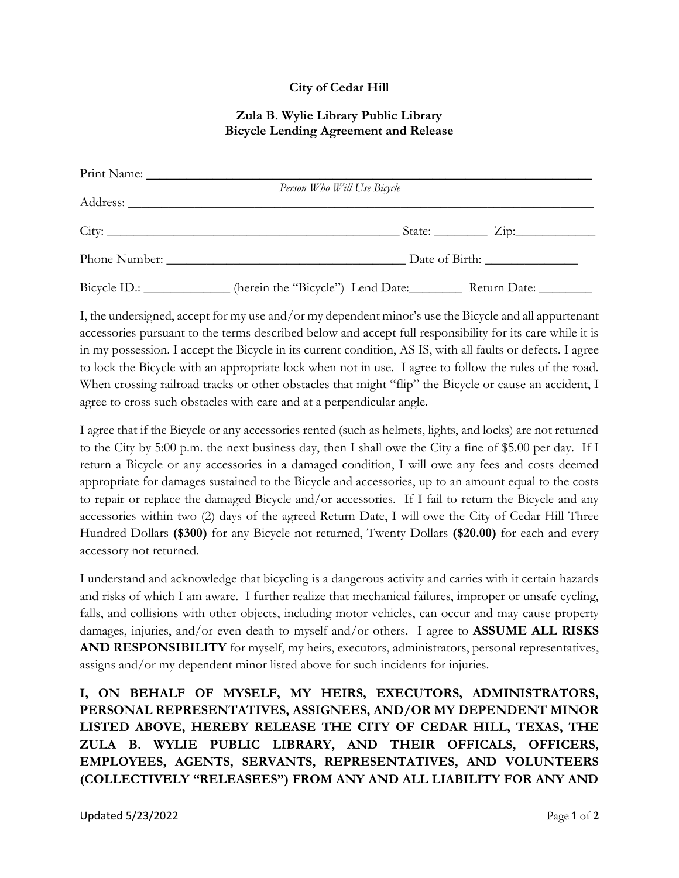**City of Cedar Hill**

**Zula B. Wylie Library Public Library**
**Bicycle Lending Agreement and Release**

Print Name: ____________________________________________________________
*Person Who Will Use Bicycle*

Address: ______________________________________________________________

City: ______________________________________ State: ________ Zip:____________

Phone Number: ____________________________ Date of Birth: ______________

Bicycle ID.: _____________ (herein the "Bicycle") Lend Date:________ Return Date: ________

I, the undersigned, accept for my use and/or my dependent minor's use the Bicycle and all appurtenant accessories pursuant to the terms described below and accept full responsibility for its care while it is in my possession. I accept the Bicycle in its current condition, AS IS, with all faults or defects. I agree to lock the Bicycle with an appropriate lock when not in use. I agree to follow the rules of the road. When crossing railroad tracks or other obstacles that might "flip" the Bicycle or cause an accident, I agree to cross such obstacles with care and at a perpendicular angle.

I agree that if the Bicycle or any accessories rented (such as helmets, lights, and locks) are not returned to the City by 5:00 p.m. the next business day, then I shall owe the City a fine of $5.00 per day. If I return a Bicycle or any accessories in a damaged condition, I will owe any fees and costs deemed appropriate for damages sustained to the Bicycle and accessories, up to an amount equal to the costs to repair or replace the damaged Bicycle and/or accessories. If I fail to return the Bicycle and any accessories within two (2) days of the agreed Return Date, I will owe the City of Cedar Hill Three Hundred Dollars **($300)** for any Bicycle not returned, Twenty Dollars **($20.00)** for each and every accessory not returned.

I understand and acknowledge that bicycling is a dangerous activity and carries with it certain hazards and risks of which I am aware. I further realize that mechanical failures, improper or unsafe cycling, falls, and collisions with other objects, including motor vehicles, can occur and may cause property damages, injuries, and/or even death to myself and/or others. I agree to **ASSUME ALL RISKS AND RESPONSIBILITY** for myself, my heirs, executors, administrators, personal representatives, assigns and/or my dependent minor listed above for such incidents for injuries.

**I, ON BEHALF OF MYSELF, MY HEIRS, EXECUTORS, ADMINISTRATORS, PERSONAL REPRESENTATIVES, ASSIGNEES, AND/OR MY DEPENDENT MINOR LISTED ABOVE, HEREBY RELEASE THE CITY OF CEDAR HILL, TEXAS, THE ZULA B. WYLIE PUBLIC LIBRARY, AND THEIR OFFICALS, OFFICERS, EMPLOYEES, AGENTS, SERVANTS, REPRESENTATIVES, AND VOLUNTEERS (COLLECTIVELY "RELEASEES") FROM ANY AND ALL LIABILITY FOR ANY AND**

Updated 5/23/2022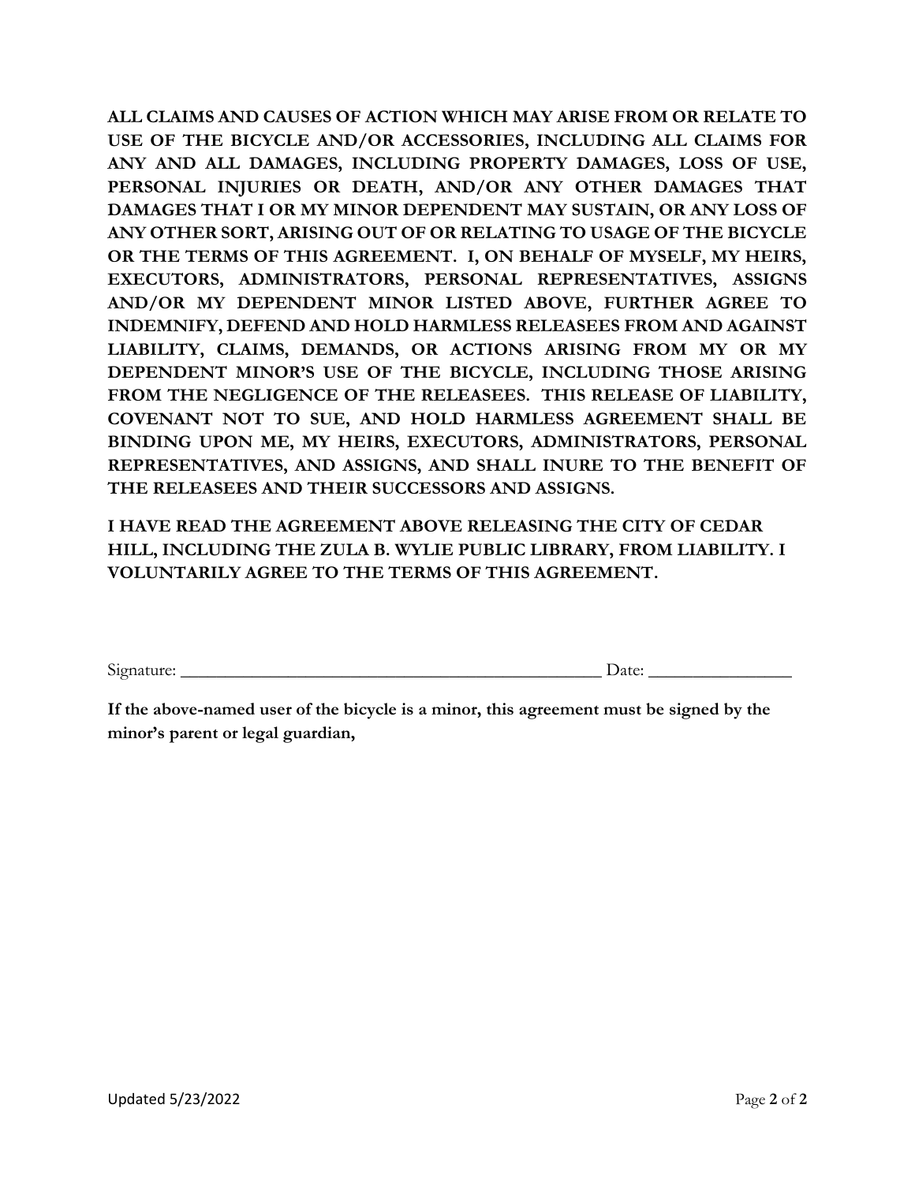**ALL CLAIMS AND CAUSES OF ACTION WHICH MAY ARISE FROM OR RELATE TO USE OF THE BICYCLE AND/OR ACCESSORIES, INCLUDING ALL CLAIMS FOR ANY AND ALL DAMAGES, INCLUDING PROPERTY DAMAGES, LOSS OF USE, PERSONAL INJURIES OR DEATH, AND/OR ANY OTHER DAMAGES THAT DAMAGES THAT I OR MY MINOR DEPENDENT MAY SUSTAIN, OR ANY LOSS OF ANY OTHER SORT, ARISING OUT OF OR RELATING TO USAGE OF THE BICYCLE OR THE TERMS OF THIS AGREEMENT. I, ON BEHALF OF MYSELF, MY HEIRS, EXECUTORS, ADMINISTRATORS, PERSONAL REPRESENTATIVES, ASSIGNS AND/OR MY DEPENDENT MINOR LISTED ABOVE, FURTHER AGREE TO INDEMNIFY, DEFEND AND HOLD HARMLESS RELEASEES FROM AND AGAINST LIABILITY, CLAIMS, DEMANDS, OR ACTIONS ARISING FROM MY OR MY DEPENDENT MINOR'S USE OF THE BICYCLE, INCLUDING THOSE ARISING FROM THE NEGLIGENCE OF THE RELEASEES. THIS RELEASE OF LIABILITY, COVENANT NOT TO SUE, AND HOLD HARMLESS AGREEMENT SHALL BE BINDING UPON ME, MY HEIRS, EXECUTORS, ADMINISTRATORS, PERSONAL REPRESENTATIVES, AND ASSIGNS, AND SHALL INURE TO THE BENEFIT OF THE RELEASEES AND THEIR SUCCESSORS AND ASSIGNS.**

**I HAVE READ THE AGREEMENT ABOVE RELEASING THE CITY OF CEDAR HILL, INCLUDING THE ZULA B. WYLIE PUBLIC LIBRARY, FROM LIABILITY. I VOLUNTARILY AGREE TO THE TERMS OF THIS AGREEMENT.**

Signature: _______________________________________________ Date: _______________

**If the above-named user of the bicycle is a minor, this agreement must be signed by the minor's parent or legal guardian,**

Updated 5/23/2022